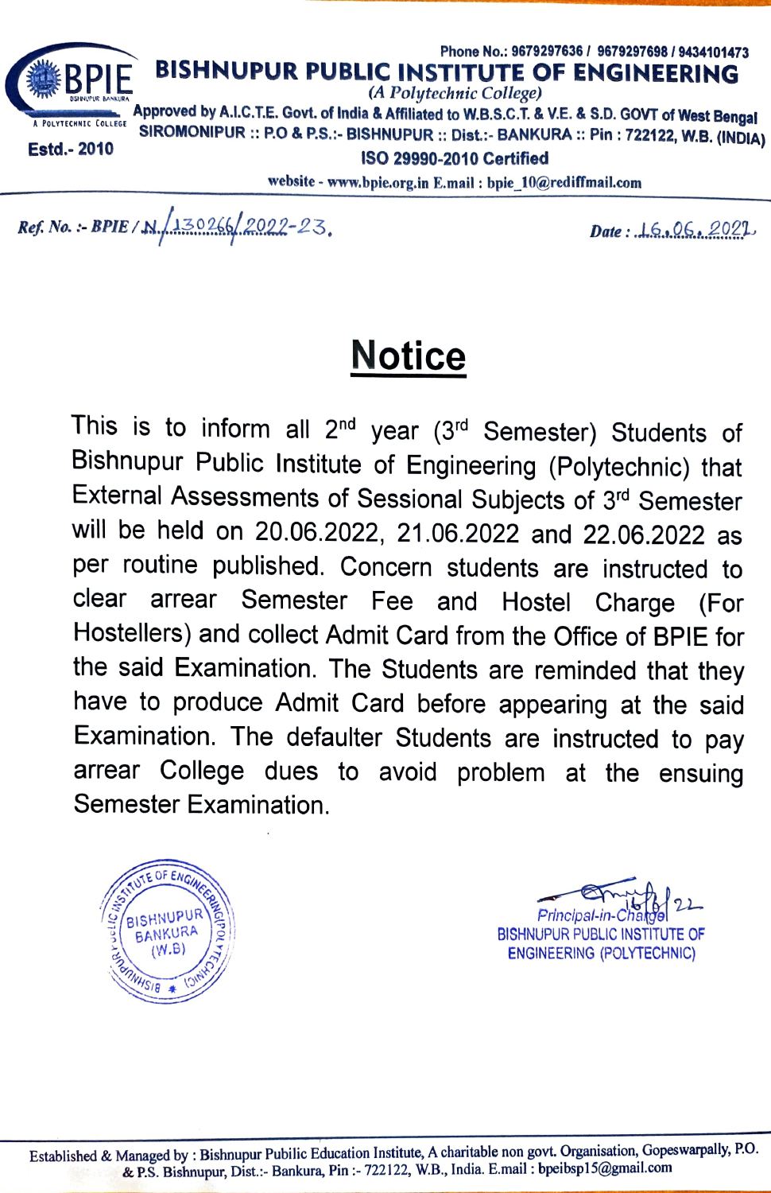Phone No.: 9679297636 / 9679297698 / 9434101473

# BISHNUPUR PUBLIC INSTITUTE OF ENGINEERING

*(A Polytechnic College)*

BPIE — Bishnupur Bankura — A Polytechnic College

Estd.- 2010

Approved by A.I.C.T.E. Govt. of India & Affiliated to W.B.S.C.T. & V.E. & S.D. GOVT of West Bengal

SIROMONIPUR :: P.O & P.S.:- BISHNUPUR :: Dist.:- BANKURA :: Pin : 722122, W.B. (INDIA)

ISO 29990-2010 Certified

website - www.bpie.org.in E.mail : bpie_10@rediffmail.com

*Ref. No. :- BPIE / N./130266/2022-23.* *Date : 16.06.2022*

## Notice

This is to inform all 2nd year (3rd Semester) Students of Bishnupur Public Institute of Engineering (Polytechnic) that External Assessments of Sessional Subjects of 3rd Semester will be held on 20.06.2022, 21.06.2022 and 22.06.2022 as per routine published. Concern students are instructed to clear arrear Semester Fee and Hostel Charge (For Hostellers) and collect Admit Card from the Office of BPIE for the said Examination. The Students are reminded that they have to produce Admit Card before appearing at the said Examination. The defaulter Students are instructed to pay arrear College dues to avoid problem at the ensuing Semester Examination.

(Seal: Bishnupur Public Institute of Engineering (Polytechnic), Bishnupur, Bankura (W.B))

(Signed) 16/6/22

Principal-in-Charge

BISHNUPUR PUBLIC INSTITUTE OF ENGINEERING (POLYTECHNIC)

Established & Managed by : Bishnupur Pubilic Education Institute, A charitable non govt. Organisation, Gopeswarpally, P.O. & P.S. Bishnupur, Dist.:- Bankura, Pin :- 722122, W.B., India. E.mail : bpeibsp15@gmail.com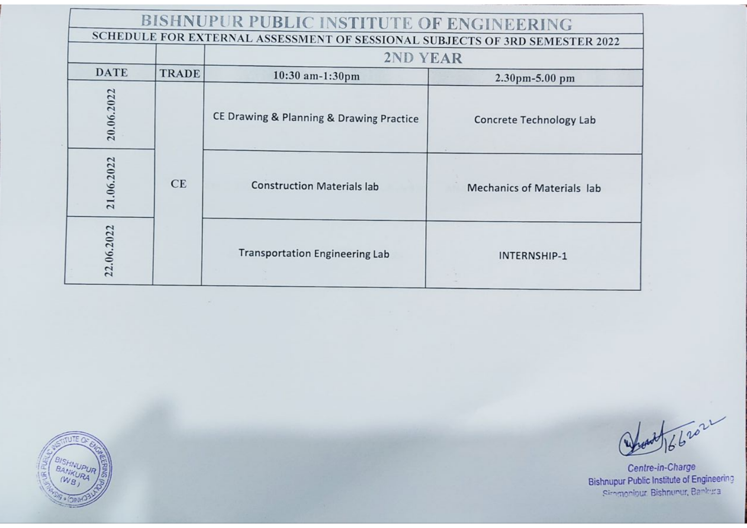# BISHNUPUR PUBLIC INSTITUTE OF ENGINEERING

## SCHEDULE FOR EXTERNAL ASSESSMENT OF SESSIONAL SUBJECTS OF 3RD SEMESTER 2022

| | | 2ND YEAR | |
|---|---|---|---|
| DATE | TRADE | 10:30 am-1:30pm | 2.30pm-5.00 pm |
| 20.06.2022 | CE | CE Drawing & Planning & Drawing Practice | Concrete Technology Lab |
| 21.06.2022 | | Construction Materials lab | Mechanics of Materials lab |
| 22.06.2022 | | Transportation Engineering Lab | INTERNSHIP-1 |

16.6.2022

Centre-in-Charge
Bishnupur Public Institute of Engineering
Siromonipur, Bishnupur, Bankura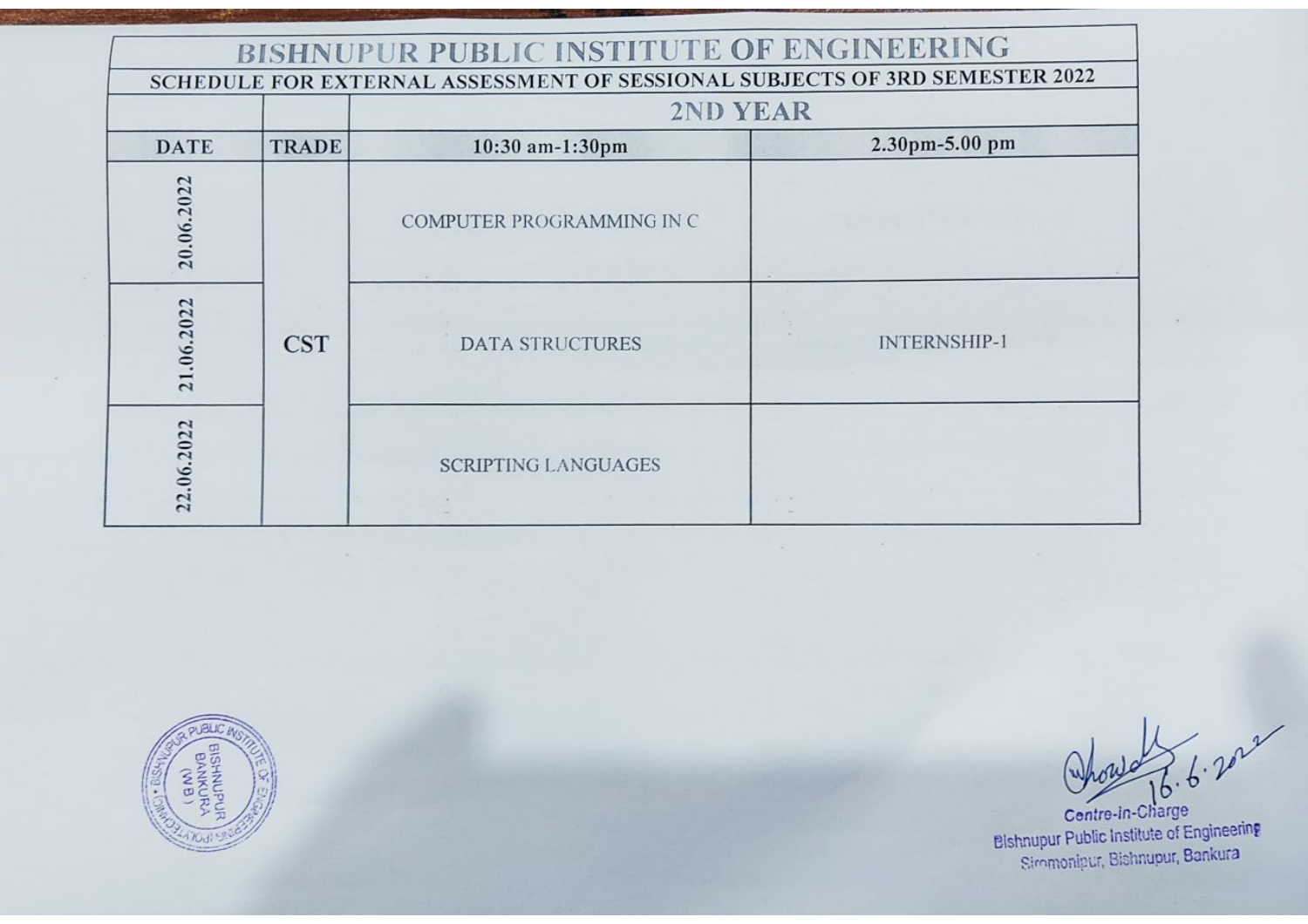# BISHNUPUR PUBLIC INSTITUTE OF ENGINEERING

## SCHEDULE FOR EXTERNAL ASSESSMENT OF SESSIONAL SUBJECTS OF 3RD SEMESTER 2022

| | | 2ND YEAR | |
|---|---|---|---|
| **DATE** | **TRADE** | **10:30 am-1:30pm** | **2.30pm-5.00 pm** |
| 20.06.2022 | CST | COMPUTER PROGRAMMING IN C | |
| 21.06.2022 | CST | DATA STRUCTURES | INTERNSHIP-1 |
| 22.06.2022 | CST | SCRIPTING LANGUAGES | |

16.6.2022

Centre-in-Charge
Bishnupur Public Institute of Engineering
Sironmonipur, Bishnupur, Bankura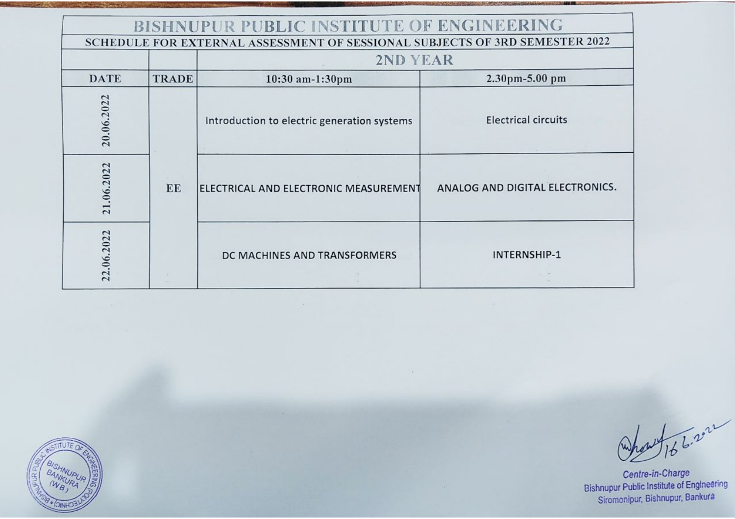# BISHNUPUR PUBLIC INSTITUTE OF ENGINEERING

## SCHEDULE FOR EXTERNAL ASSESSMENT OF SESSIONAL SUBJECTS OF 3RD SEMESTER 2022

| | | 2ND YEAR | |
|---|---|---|---|
| **DATE** | **TRADE** | **10:30 am-1:30pm** | **2.30pm-5.00 pm** |
| 20.06.2022 | EE | Introduction to electric generation systems | Electrical circuits |
| 21.06.2022 | | ELECTRICAL AND ELECTRONIC MEASUREMENT | ANALOG AND DIGITAL ELECTRONICS. |
| 22.06.2022 | | DC MACHINES AND TRANSFORMERS | INTERNSHIP-1 |

16.6.2022

Centre-in-Charge
Bishnupur Public Institute of Engineering
Siromonipur, Bishnupur, Bankura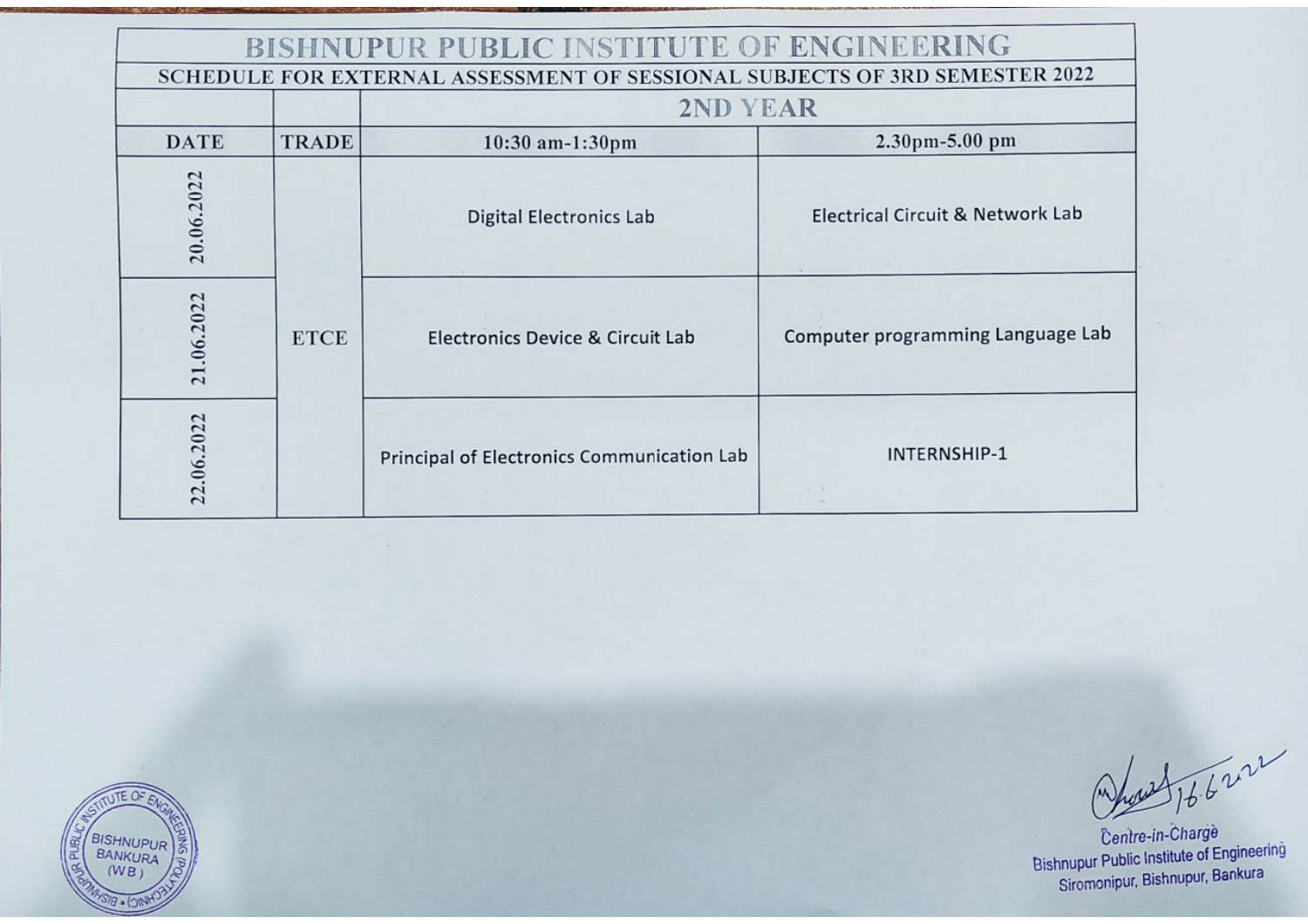# BISHNUPUR PUBLIC INSTITUTE OF ENGINEERING

## SCHEDULE FOR EXTERNAL ASSESSMENT OF SESSIONAL SUBJECTS OF 3RD SEMESTER 2022

| | | 2ND YEAR | |
|---|---|---|---|
| **DATE** | **TRADE** | **10:30 am-1:30pm** | **2.30pm-5.00 pm** |
| 20.06.2022 | ETCE | Digital Electronics Lab | Electrical Circuit & Network Lab |
| 21.06.2022 | ETCE | Electronics Device & Circuit Lab | Computer programming Language Lab |
| 22.06.2022 | ETCE | Principal of Electronics Communication Lab | INTERNSHIP-1 |

BISHNUPUR PUBLIC INSTITUTE OF ENGINEERING (POLYTECHNIC) • BISHNUPUR BANKURA (WB)

16.6.2022

Centre-in-Charge
Bishnupur Public Institute of Engineering
Siromonipur, Bishnupur, Bankura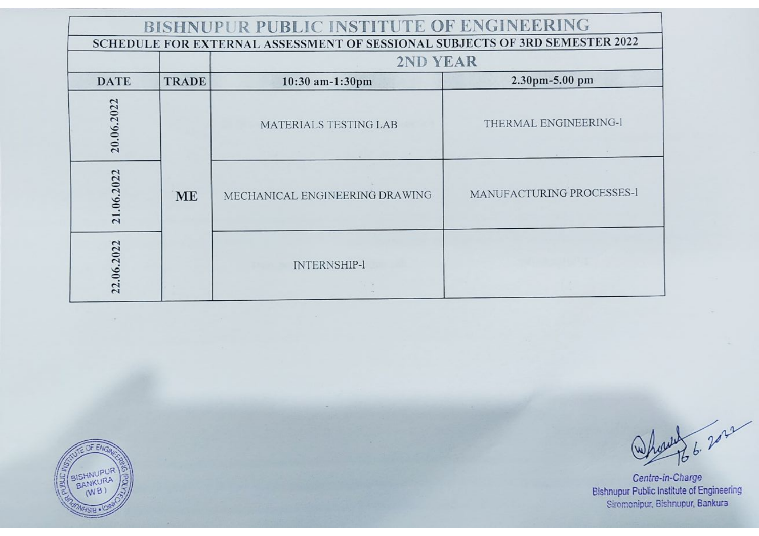# BISHNUPUR PUBLIC INSTITUTE OF ENGINEERING

## SCHEDULE FOR EXTERNAL ASSESSMENT OF SESSIONAL SUBJECTS OF 3RD SEMESTER 2022

| | | 2ND YEAR | |
|---|---|---|---|
| DATE | TRADE | 10:30 am-1:30pm | 2.30pm-5.00 pm |
| 20.06.2022 | ME | MATERIALS TESTING LAB | THERMAL ENGINEERING-1 |
| 21.06.2022 | ME | MECHANICAL ENGINEERING DRAWING | MANUFACTURING PROCESSES-1 |
| 22.06.2022 | ME | INTERNSHIP-1 | |

16.6.2022

Centre-in-Charge
Bishnupur Public Institute of Engineering
Siromonipur, Bishnupur, Bankura